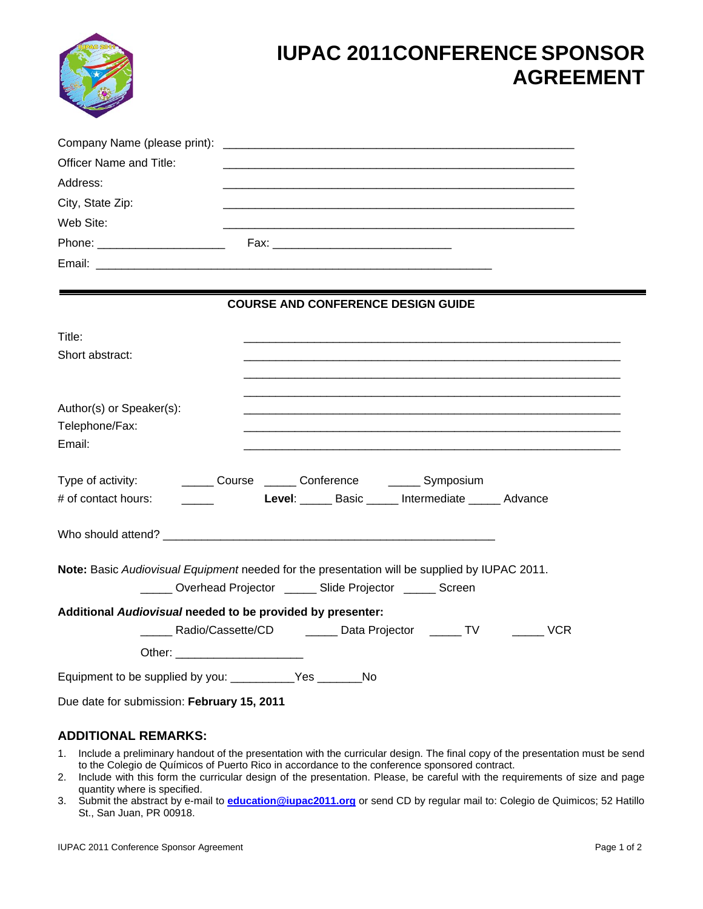# IUPAC 2011CONFERENCE SPONSOR AGREEMENT

Company Name (please print): ________________________________________________

Officer Name and Title: ________________________________________________

Address: ________________________________________________

City, State Zip: ________________________________________________

Web Site: ________________________________________________

Phone: ____________________ Fax: ___________________________

Email: ______________________________________________________________

---

**COURSE AND CONFERENCE DESIGN GUIDE**

Title: ________________________________________________________

Short abstract: ________________________________________________________

________________________________________________________

________________________________________________________

Author(s) or Speaker(s): ________________________________________________________

Telephone/Fax: ________________________________________________________

Email: ________________________________________________________

Type of activity: _____ Course _____ Conference _____ Symposium

# of contact hours: _____ **Level**: _____ Basic _____ Intermediate _____ Advance

Who should attend? ____________________________________________________

**Note:** Basic *Audiovisual Equipment* needed for the presentation will be supplied by IUPAC 2011.

_____ Overhead Projector _____ Slide Projector _____ Screen

**Additional *Audiovisual* needed to be provided by presenter:**

_____ Radio/Cassette/CD _____ Data Projector _____ TV _____ VCR

Other: ____________________

Equipment to be supplied by you: __________Yes _______No

Due date for submission: **February 15, 2011**

## ADDITIONAL REMARKS:

1. Include a preliminary handout of the presentation with the curricular design. The final copy of the presentation must be send to the Colegio de Químicos of Puerto Rico in accordance to the conference sponsored contract.
2. Include with this form the curricular design of the presentation. Please, be careful with the requirements of size and page quantity where is specified.
3. Submit the abstract by e-mail to **education@iupac2011.org** or send CD by regular mail to: Colegio de Quimicos; 52 Hatillo St., San Juan, PR 00918.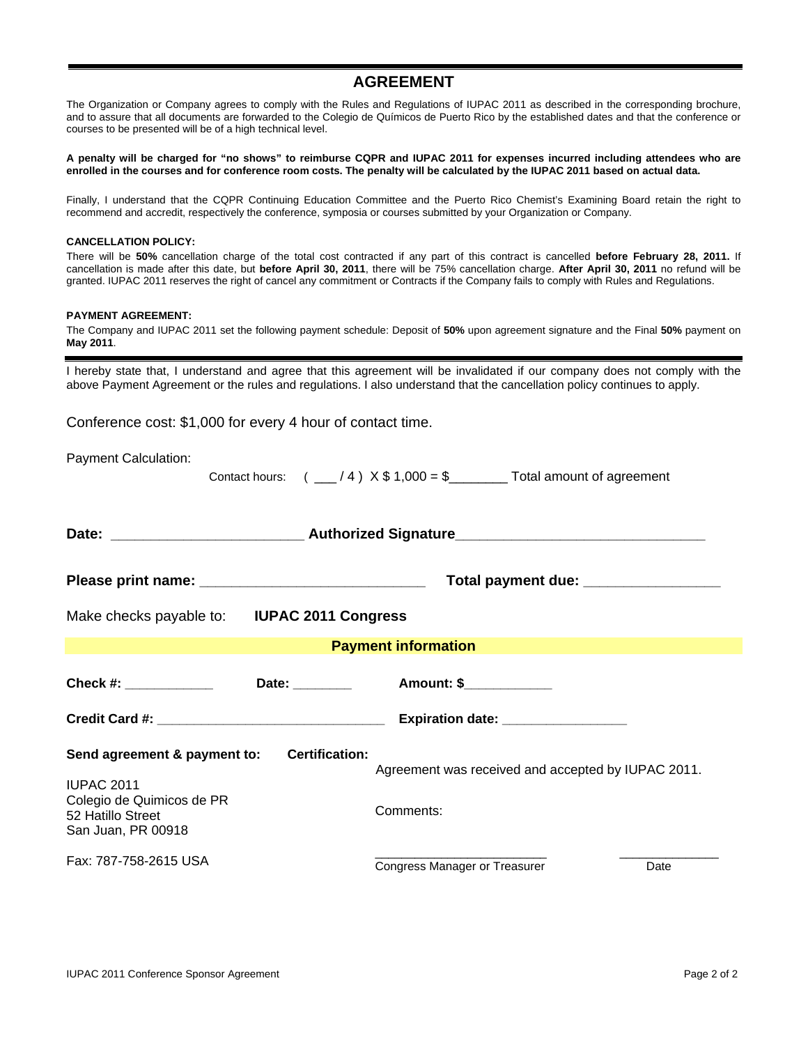# AGREEMENT

The Organization or Company agrees to comply with the Rules and Regulations of IUPAC 2011 as described in the corresponding brochure, and to assure that all documents are forwarded to the Colegio de Químicos de Puerto Rico by the established dates and that the conference or courses to be presented will be of a high technical level.

**A penalty will be charged for "no shows" to reimburse CQPR and IUPAC 2011 for expenses incurred including attendees who are enrolled in the courses and for conference room costs. The penalty will be calculated by the IUPAC 2011 based on actual data.**

Finally, I understand that the CQPR Continuing Education Committee and the Puerto Rico Chemist's Examining Board retain the right to recommend and accredit, respectively the conference, symposia or courses submitted by your Organization or Company.

**CANCELLATION POLICY:**

There will be **50%** cancellation charge of the total cost contracted if any part of this contract is cancelled **before February 28, 2011.** If cancellation is made after this date, but **before April 30, 2011**, there will be 75% cancellation charge. **After April 30, 2011** no refund will be granted. IUPAC 2011 reserves the right of cancel any commitment or Contracts if the Company fails to comply with Rules and Regulations.

**PAYMENT AGREEMENT:**

The Company and IUPAC 2011 set the following payment schedule: Deposit of **50%** upon agreement signature and the Final **50%** payment on **May 2011**.

---

I hereby state that, I understand and agree that this agreement will be invalidated if our company does not comply with the above Payment Agreement or the rules and regulations. I also understand that the cancellation policy continues to apply.

Conference cost: $1,000 for every 4 hour of contact time.

Payment Calculation:

Contact hours: ( ___ / 4 ) X $ 1,000 = $________ Total amount of agreement

**Date:** ________________________ **Authorized Signature**_______________________________

**Please print name:** ____________________________ **Total payment due:** ________________

Make checks payable to: **IUPAC 2011 Congress**

**Payment information**

**Check #:** ___________ **Date:** _______ **Amount: $**___________

**Credit Card #:** _____________________________ **Expiration date:** ________________

**Send agreement & payment to:**

IUPAC 2011
Colegio de Quimicos de PR
52 Hatillo Street
San Juan, PR 00918

Fax: 787-758-2615 USA

**Certification:**

Agreement was received and accepted by IUPAC 2011.

Comments:

_______________________ _____________
Congress Manager or Treasurer Date